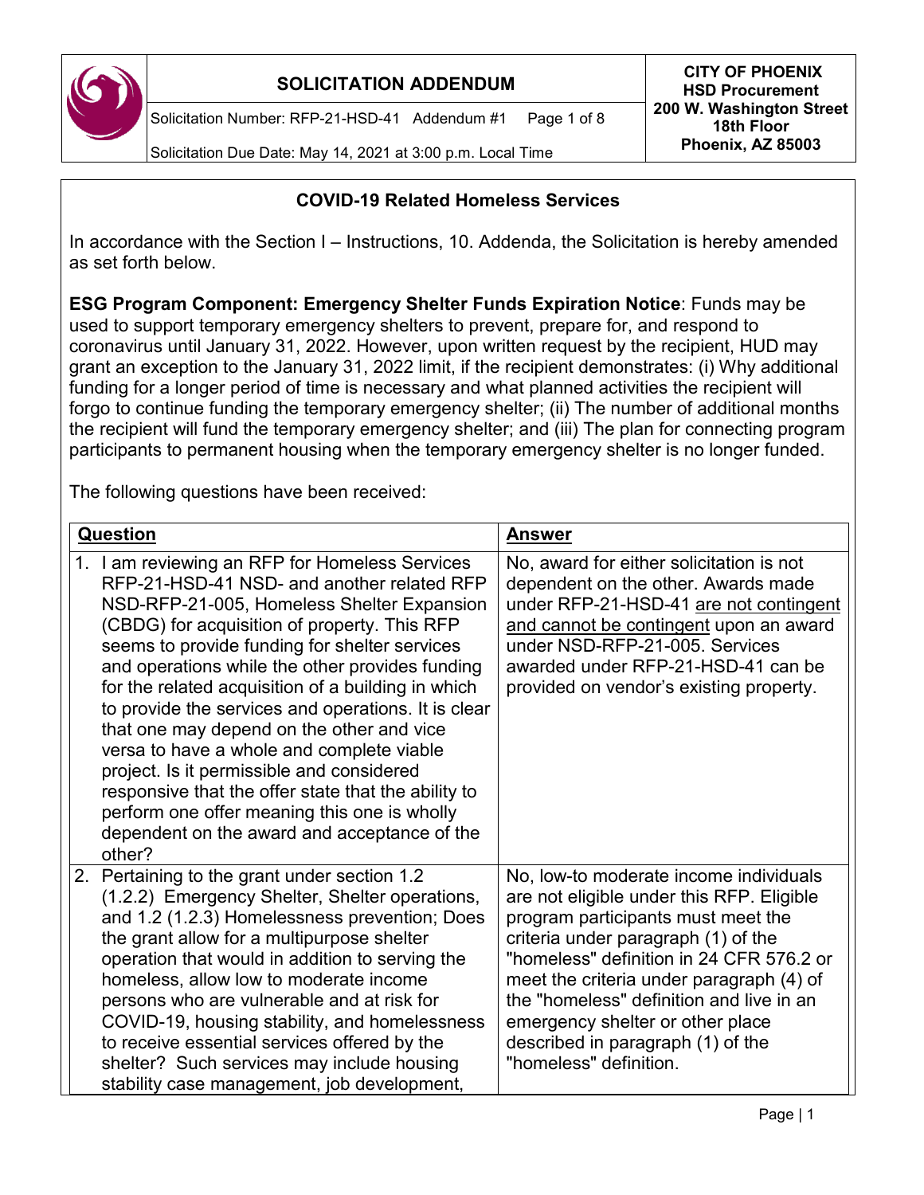| SOLICITATION ADDENDUM | CITY OF PHOENIX |
| --- | --- |
| Solicitation Number: RFP-21-HSD-41 Addendum #1 | HSD Procurement 200 W. Washington Street 18th Floor Phoenix, AZ 85003 |
| Solicitation Due Date: May 14, 2021 at 3:00 p.m. Local Time | |

## COVID-19 Related Homeless Services

In accordance with the Section I – Instructions, 10. Addenda, the Solicitation is hereby amended as set forth below.

**ESG Program Component: Emergency Shelter Funds Expiration Notice**: Funds may be used to support temporary emergency shelters to prevent, prepare for, and respond to coronavirus until January 31, 2022. However, upon written request by the recipient, HUD may grant an exception to the January 31, 2022 limit, if the recipient demonstrates: (i) Why additional funding for a longer period of time is necessary and what planned activities the recipient will forgo to continue funding the temporary emergency shelter; (ii) The number of additional months the recipient will fund the temporary emergency shelter; and (iii) The plan for connecting program participants to permanent housing when the temporary emergency shelter is no longer funded.

The following questions have been received:

| Question | Answer |
| --- | --- |
| 1. I am reviewing an RFP for Homeless Services RFP-21-HSD-41 NSD- and another related RFP NSD-RFP-21-005, Homeless Shelter Expansion (CBDG) for acquisition of property. This RFP seems to provide funding for shelter services and operations while the other provides funding for the related acquisition of a building in which to provide the services and operations. It is clear that one may depend on the other and vice versa to have a whole and complete viable project. Is it permissible and considered responsive that the offer state that the ability to perform one offer meaning this one is wholly dependent on the award and acceptance of the other? | No, award for either solicitation is not dependent on the other. Awards made under RFP-21-HSD-41 <u>are not contingent and cannot be contingent</u> upon an award under NSD-RFP-21-005. Services awarded under RFP-21-HSD-41 can be provided on vendor's existing property. |
| 2. Pertaining to the grant under section 1.2 (1.2.2) Emergency Shelter, Shelter operations, and 1.2 (1.2.3) Homelessness prevention; Does the grant allow for a multipurpose shelter operation that would in addition to serving the homeless, allow low to moderate income persons who are vulnerable and at risk for COVID-19, housing stability, and homelessness to receive essential services offered by the shelter? Such services may include housing stability case management, job development, | No, low-to moderate income individuals are not eligible under this RFP. Eligible program participants must meet the criteria under paragraph (1) of the "homeless" definition in 24 CFR 576.2 or meet the criteria under paragraph (4) of the "homeless" definition and live in an emergency shelter or other place described in paragraph (1) of the "homeless" definition. |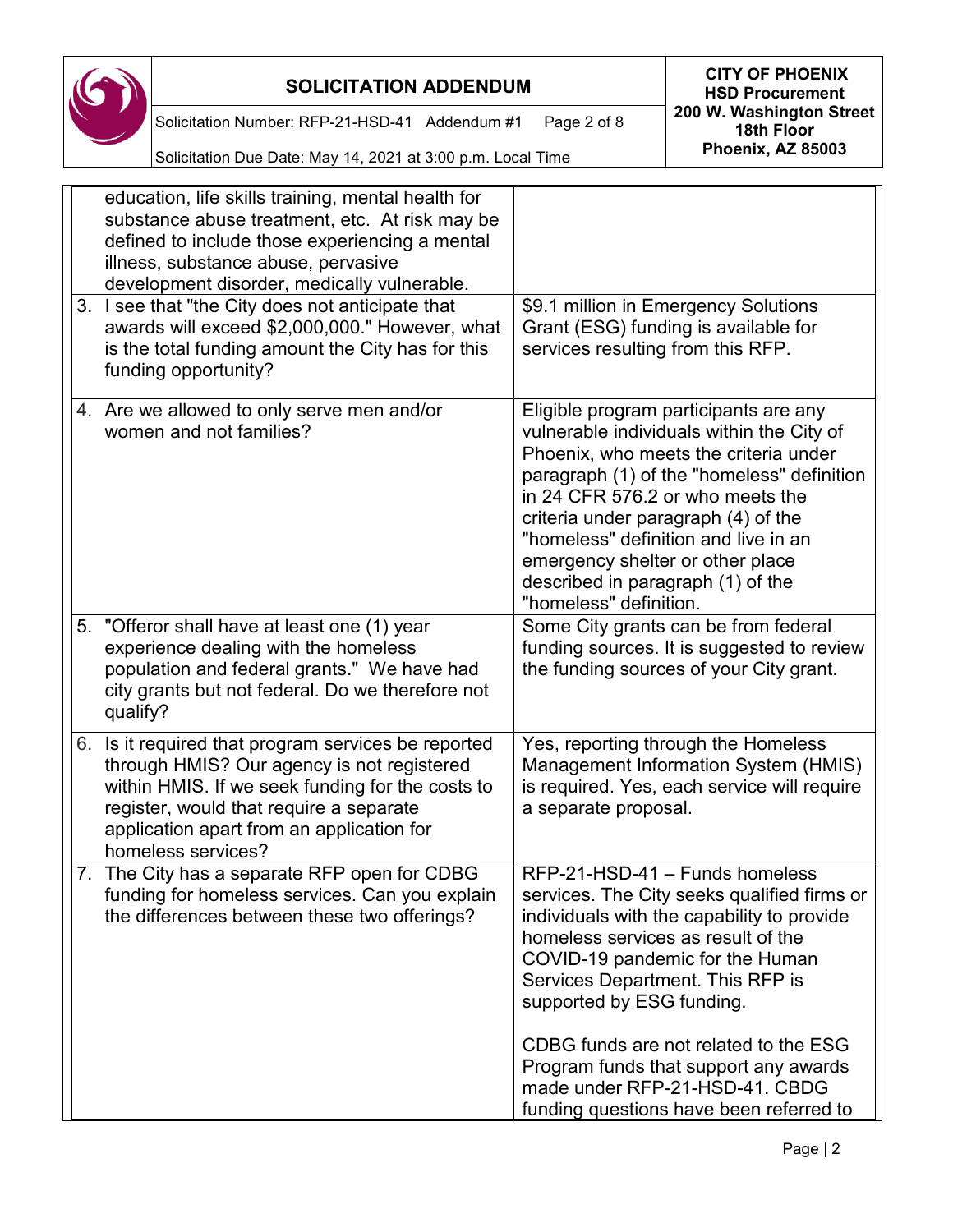| | |
|---|---|
| education, life skills training, mental health for substance abuse treatment, etc. At risk may be defined to include those experiencing a mental illness, substance abuse, pervasive development disorder, medically vulnerable. | |
| 3. I see that "the City does not anticipate that awards will exceed $2,000,000." However, what is the total funding amount the City has for this funding opportunity? | $9.1 million in Emergency Solutions Grant (ESG) funding is available for services resulting from this RFP. |
| 4. Are we allowed to only serve men and/or women and not families? | Eligible program participants are any vulnerable individuals within the City of Phoenix, who meets the criteria under paragraph (1) of the "homeless" definition in 24 CFR 576.2 or who meets the criteria under paragraph (4) of the "homeless" definition and live in an emergency shelter or other place described in paragraph (1) of the "homeless" definition. |
| 5. "Offeror shall have at least one (1) year experience dealing with the homeless population and federal grants." We have had city grants but not federal. Do we therefore not qualify? | Some City grants can be from federal funding sources. It is suggested to review the funding sources of your City grant. |
| 6. Is it required that program services be reported through HMIS? Our agency is not registered within HMIS. If we seek funding for the costs to register, would that require a separate application apart from an application for homeless services? | Yes, reporting through the Homeless Management Information System (HMIS) is required. Yes, each service will require a separate proposal. |
| 7. The City has a separate RFP open for CDBG funding for homeless services. Can you explain the differences between these two offerings? | RFP-21-HSD-41 – Funds homeless services. The City seeks qualified firms or individuals with the capability to provide homeless services as result of the COVID-19 pandemic for the Human Services Department. This RFP is supported by ESG funding.<br><br>CDBG funds are not related to the ESG Program funds that support any awards made under RFP-21-HSD-41. CBDG funding questions have been referred to |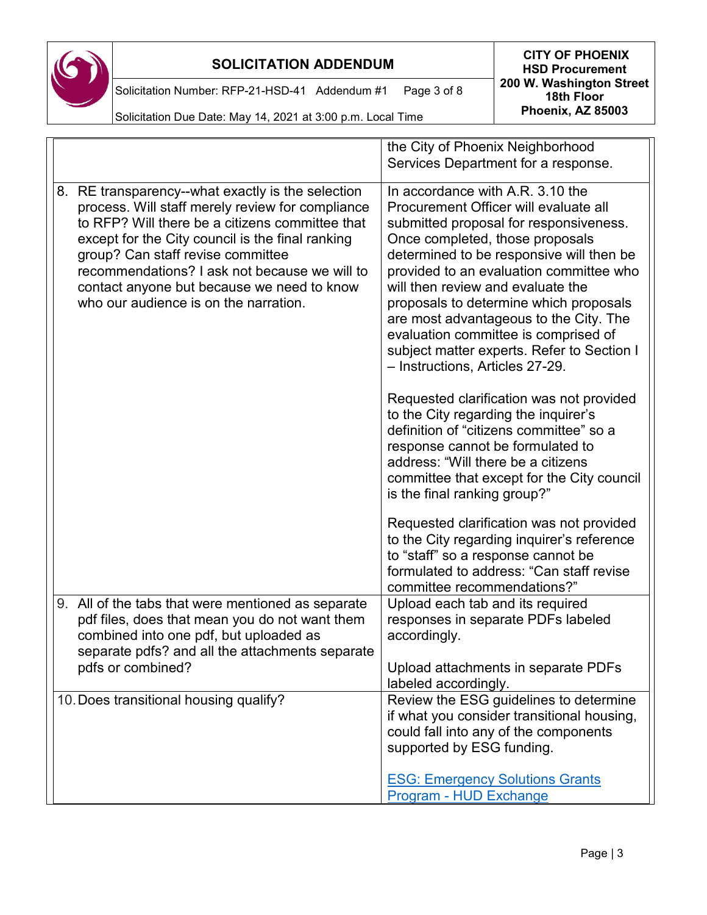| | |
|---|---|
| | the City of Phoenix Neighborhood Services Department for a response. |
| 8. RE transparency--what exactly is the selection process. Will staff merely review for compliance to RFP? Will there be a citizens committee that except for the City council is the final ranking group? Can staff revise committee recommendations? I ask not because we will to contact anyone but because we need to know who our audience is on the narration. | In accordance with A.R. 3.10 the Procurement Officer will evaluate all submitted proposal for responsiveness. Once completed, those proposals determined to be responsive will then be provided to an evaluation committee who will then review and evaluate the proposals to determine which proposals are most advantageous to the City. The evaluation committee is comprised of subject matter experts. Refer to Section I – Instructions, Articles 27-29.<br><br>Requested clarification was not provided to the City regarding the inquirer's definition of "citizens committee" so a response cannot be formulated to address: "Will there be a citizens committee that except for the City council is the final ranking group?"<br><br>Requested clarification was not provided to the City regarding inquirer's reference to "staff" so a response cannot be formulated to address: "Can staff revise committee recommendations?" |
| 9. All of the tabs that were mentioned as separate pdf files, does that mean you do not want them combined into one pdf, but uploaded as separate pdfs? and all the attachments separate pdfs or combined? | Upload each tab and its required responses in separate PDFs labeled accordingly.<br><br>Upload attachments in separate PDFs labeled accordingly. |
| 10. Does transitional housing qualify? | Review the ESG guidelines to determine if what you consider transitional housing, could fall into any of the components supported by ESG funding.<br><br>ESG: Emergency Solutions Grants Program - HUD Exchange |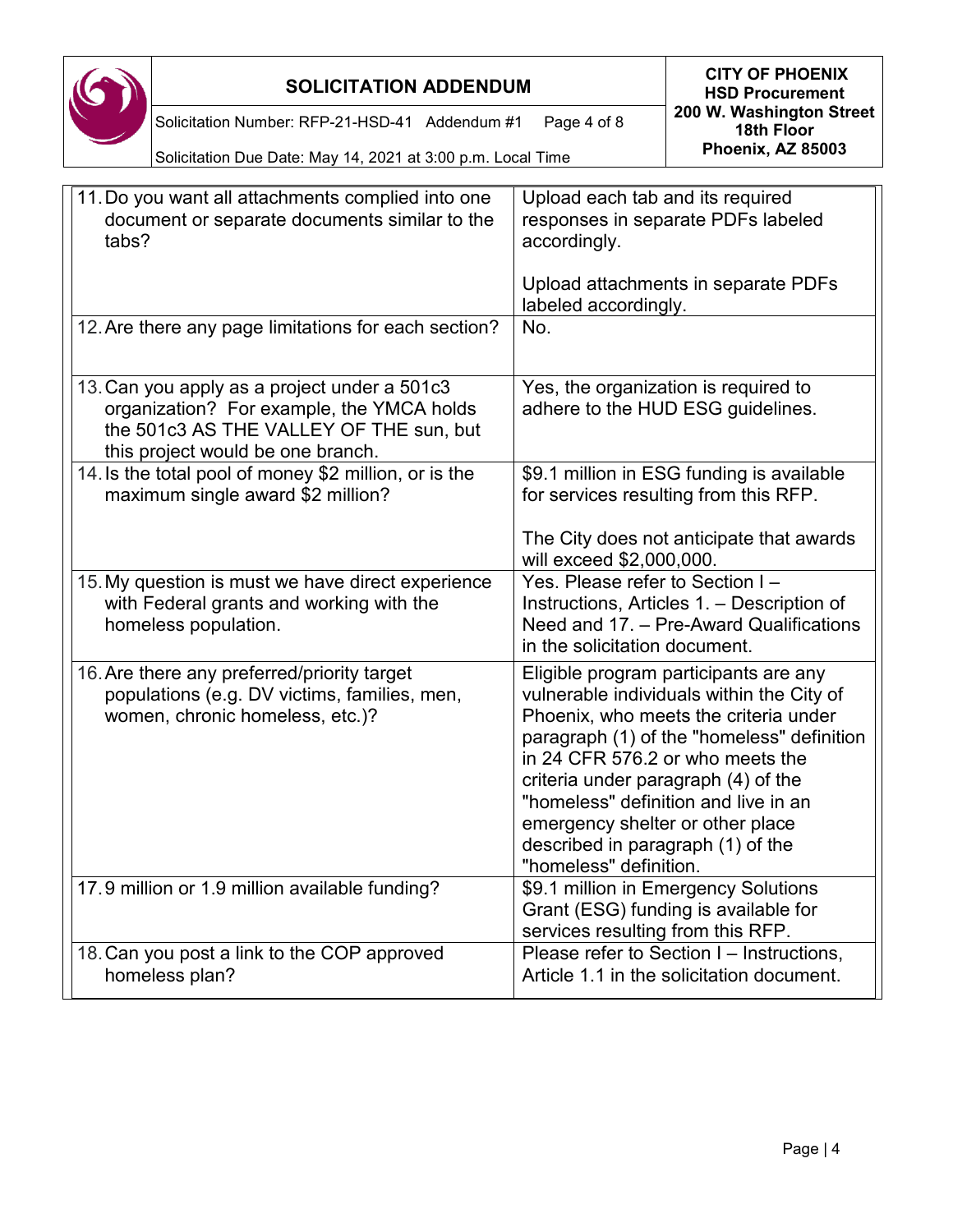| | |
|---|---|
| 11. Do you want all attachments complied into one document or separate documents similar to the tabs? | Upload each tab and its required responses in separate PDFs labeled accordingly.<br><br>Upload attachments in separate PDFs labeled accordingly. |
| 12. Are there any page limitations for each section? | No. |
| 13. Can you apply as a project under a 501c3 organization? For example, the YMCA holds the 501c3 AS THE VALLEY OF THE sun, but this project would be one branch. | Yes, the organization is required to adhere to the HUD ESG guidelines. |
| 14. Is the total pool of money $2 million, or is the maximum single award $2 million? | $9.1 million in ESG funding is available for services resulting from this RFP.<br><br>The City does not anticipate that awards will exceed $2,000,000. |
| 15. My question is must we have direct experience with Federal grants and working with the homeless population. | Yes. Please refer to Section I – Instructions, Articles 1. – Description of Need and 17. – Pre-Award Qualifications in the solicitation document. |
| 16. Are there any preferred/priority target populations (e.g. DV victims, families, men, women, chronic homeless, etc.)? | Eligible program participants are any vulnerable individuals within the City of Phoenix, who meets the criteria under paragraph (1) of the "homeless" definition in 24 CFR 576.2 or who meets the criteria under paragraph (4) of the "homeless" definition and live in an emergency shelter or other place described in paragraph (1) of the "homeless" definition. |
| 17. 9 million or 1.9 million available funding? | $9.1 million in Emergency Solutions Grant (ESG) funding is available for services resulting from this RFP. |
| 18. Can you post a link to the COP approved homeless plan? | Please refer to Section I – Instructions, Article 1.1 in the solicitation document. |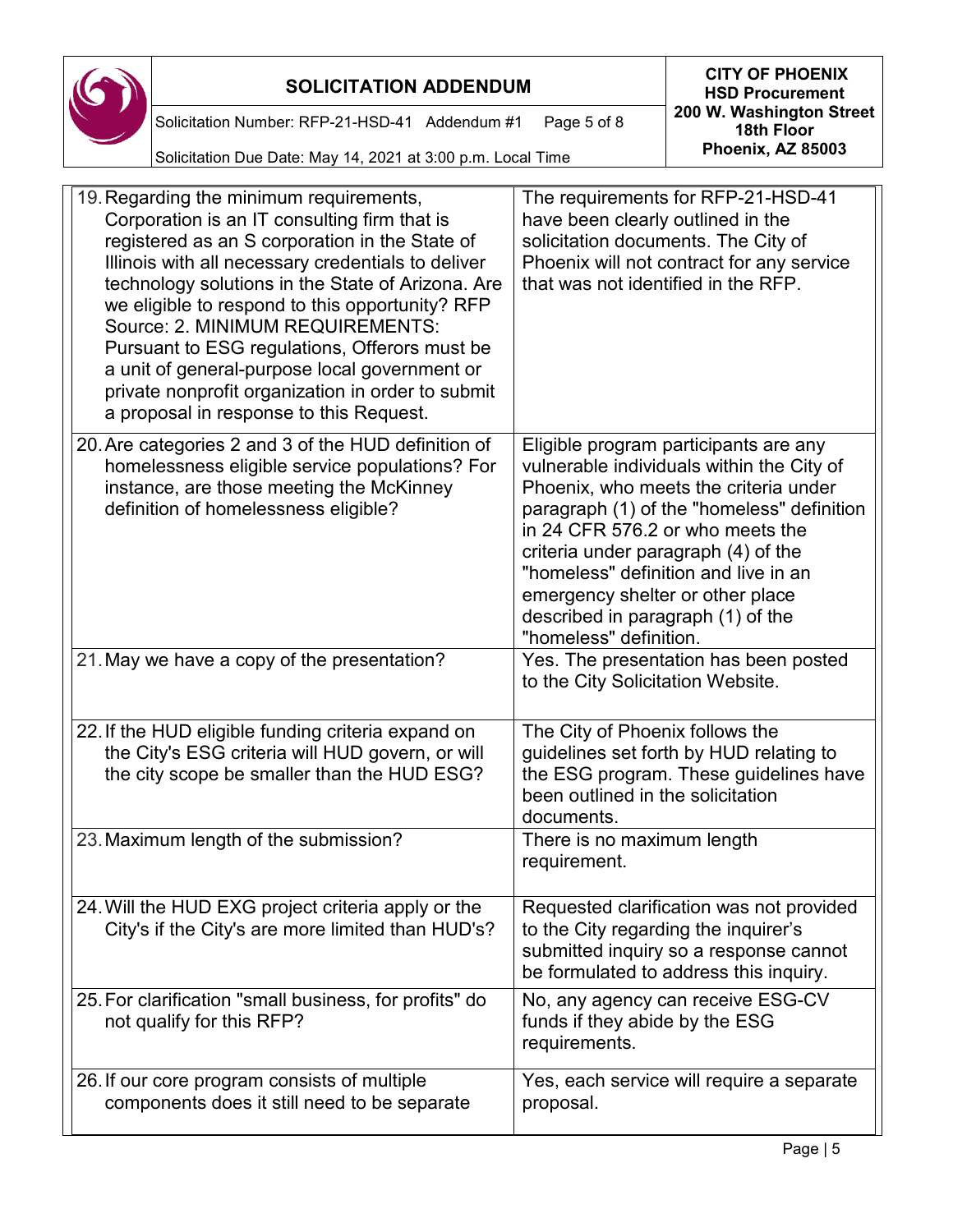| Question | Response |
|---|---|
| 19. Regarding the minimum requirements, Corporation is an IT consulting firm that is registered as an S corporation in the State of Illinois with all necessary credentials to deliver technology solutions in the State of Arizona. Are we eligible to respond to this opportunity? RFP Source: 2. MINIMUM REQUIREMENTS: Pursuant to ESG regulations, Offerors must be a unit of general-purpose local government or private nonprofit organization in order to submit a proposal in response to this Request. | The requirements for RFP-21-HSD-41 have been clearly outlined in the solicitation documents. The City of Phoenix will not contract for any service that was not identified in the RFP. |
| 20. Are categories 2 and 3 of the HUD definition of homelessness eligible service populations? For instance, are those meeting the McKinney definition of homelessness eligible? | Eligible program participants are any vulnerable individuals within the City of Phoenix, who meets the criteria under paragraph (1) of the "homeless" definition in 24 CFR 576.2 or who meets the criteria under paragraph (4) of the "homeless" definition and live in an emergency shelter or other place described in paragraph (1) of the "homeless" definition. |
| 21. May we have a copy of the presentation? | Yes. The presentation has been posted to the City Solicitation Website. |
| 22. If the HUD eligible funding criteria expand on the City's ESG criteria will HUD govern, or will the city scope be smaller than the HUD ESG? | The City of Phoenix follows the guidelines set forth by HUD relating to the ESG program. These guidelines have been outlined in the solicitation documents. |
| 23. Maximum length of the submission? | There is no maximum length requirement. |
| 24. Will the HUD EXG project criteria apply or the City's if the City's are more limited than HUD's? | Requested clarification was not provided to the City regarding the inquirer's submitted inquiry so a response cannot be formulated to address this inquiry. |
| 25. For clarification "small business, for profits" do not qualify for this RFP? | No, any agency can receive ESG-CV funds if they abide by the ESG requirements. |
| 26. If our core program consists of multiple components does it still need to be separate | Yes, each service will require a separate proposal. |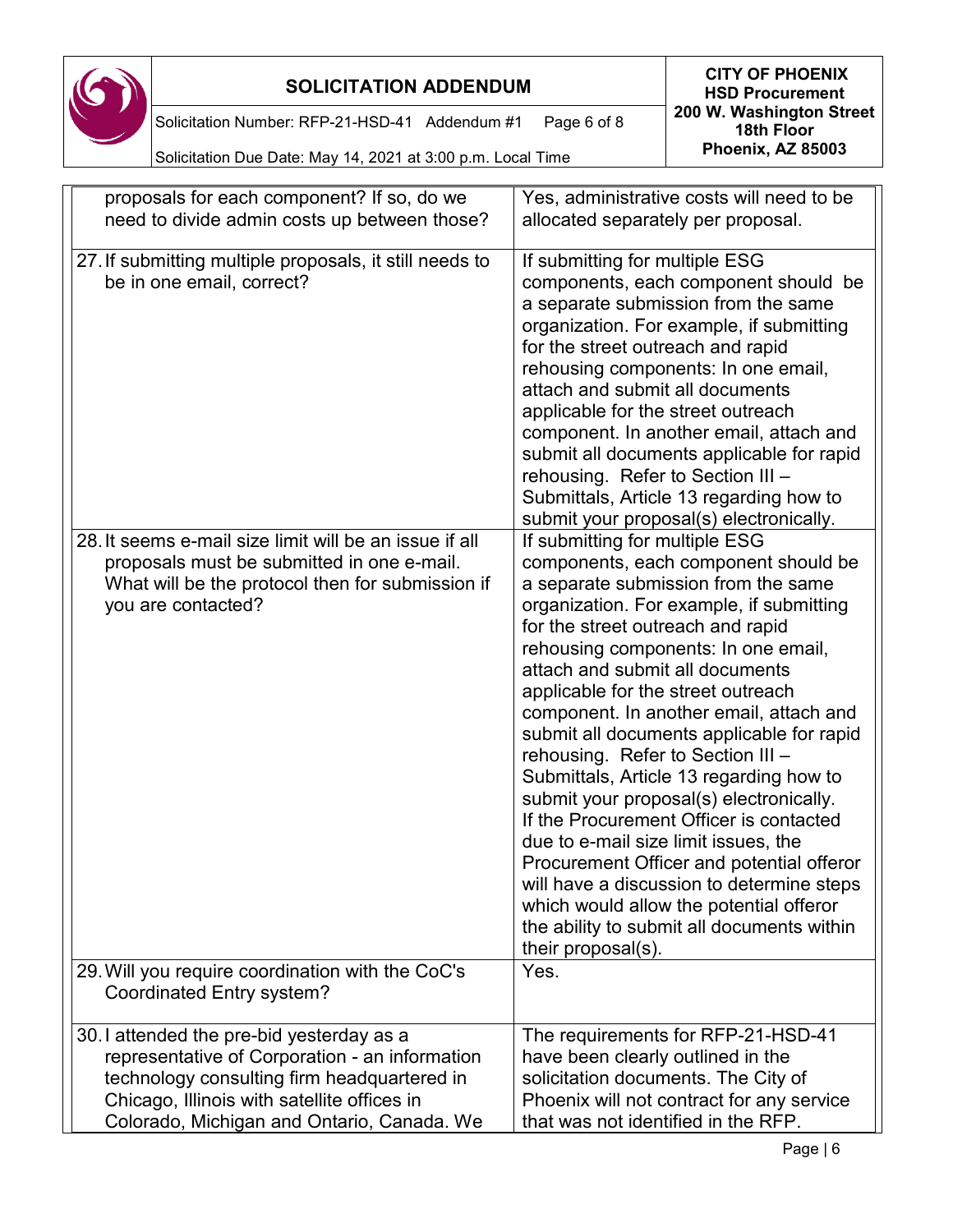| Question | Answer |
|---|---|
| proposals for each component? If so, do we need to divide admin costs up between those? | Yes, administrative costs will need to be allocated separately per proposal. |
| 27. If submitting multiple proposals, it still needs to be in one email, correct? | If submitting for multiple ESG components, each component should be a separate submission from the same organization. For example, if submitting for the street outreach and rapid rehousing components: In one email, attach and submit all documents applicable for the street outreach component. In another email, attach and submit all documents applicable for rapid rehousing. Refer to Section III – Submittals, Article 13 regarding how to submit your proposal(s) electronically. |
| 28. It seems e-mail size limit will be an issue if all proposals must be submitted in one e-mail. What will be the protocol then for submission if you are contacted? | If submitting for multiple ESG components, each component should be a separate submission from the same organization. For example, if submitting for the street outreach and rapid rehousing components: In one email, attach and submit all documents applicable for the street outreach component. In another email, attach and submit all documents applicable for rapid rehousing. Refer to Section III – Submittals, Article 13 regarding how to submit your proposal(s) electronically. If the Procurement Officer is contacted due to e-mail size limit issues, the Procurement Officer and potential offeror will have a discussion to determine steps which would allow the potential offeror the ability to submit all documents within their proposal(s). |
| 29. Will you require coordination with the CoC's Coordinated Entry system? | Yes. |
| 30. I attended the pre-bid yesterday as a representative of Corporation - an information technology consulting firm headquartered in Chicago, Illinois with satellite offices in Colorado, Michigan and Ontario, Canada. We | The requirements for RFP-21-HSD-41 have been clearly outlined in the solicitation documents. The City of Phoenix will not contract for any service that was not identified in the RFP. |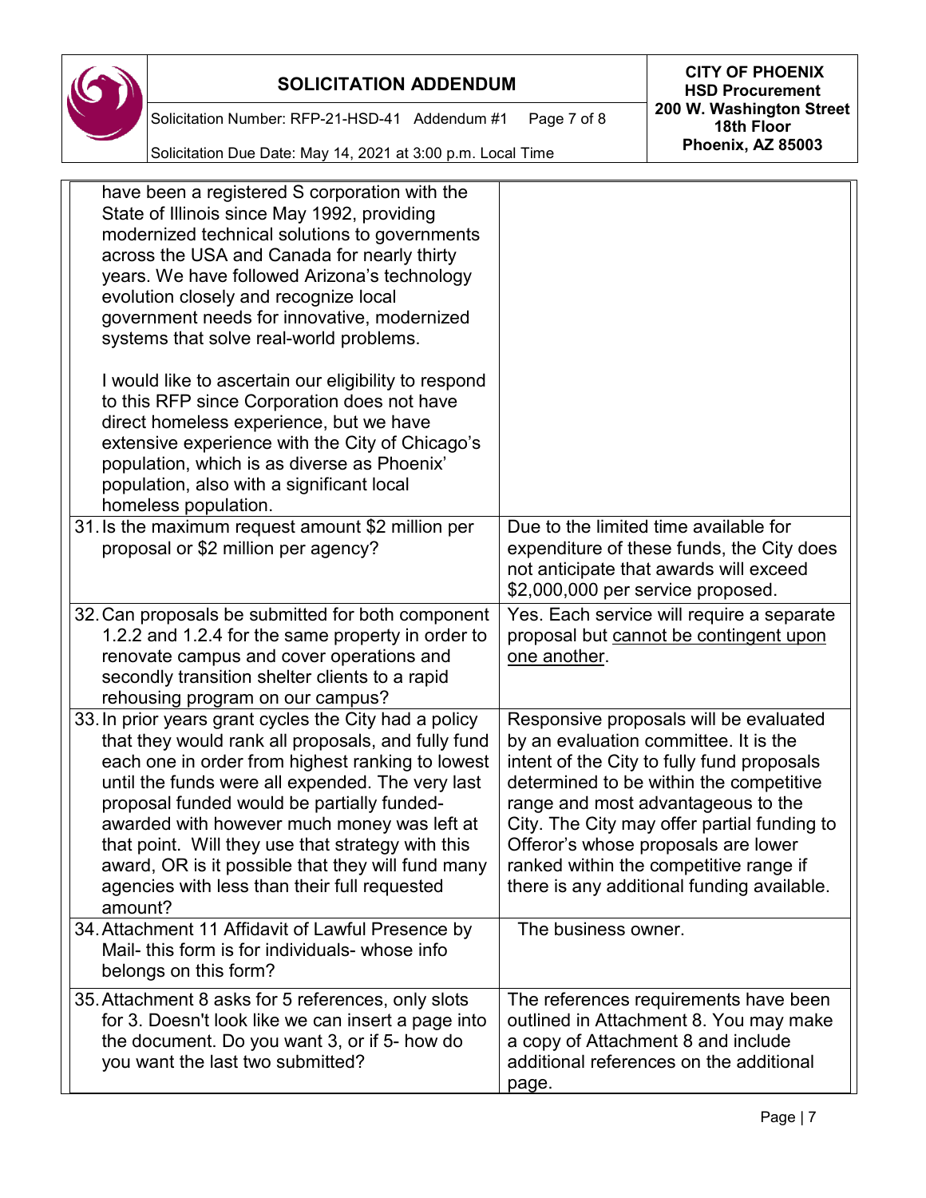| | |
|---|---|
| have been a registered S corporation with the State of Illinois since May 1992, providing modernized technical solutions to governments across the USA and Canada for nearly thirty years. We have followed Arizona's technology evolution closely and recognize local government needs for innovative, modernized systems that solve real-world problems.<br><br>I would like to ascertain our eligibility to respond to this RFP since Corporation does not have direct homeless experience, but we have extensive experience with the City of Chicago's population, which is as diverse as Phoenix' population, also with a significant local homeless population. | |
| 31. Is the maximum request amount $2 million per proposal or $2 million per agency? | Due to the limited time available for expenditure of these funds, the City does not anticipate that awards will exceed $2,000,000 per service proposed. |
| 32. Can proposals be submitted for both component 1.2.2 and 1.2.4 for the same property in order to renovate campus and cover operations and secondly transition shelter clients to a rapid rehousing program on our campus? | Yes. Each service will require a separate proposal but <u>cannot be contingent upon one another</u>. |
| 33. In prior years grant cycles the City had a policy that they would rank all proposals, and fully fund each one in order from highest ranking to lowest until the funds were all expended. The very last proposal funded would be partially funded-awarded with however much money was left at that point. Will they use that strategy with this award, OR is it possible that they will fund many agencies with less than their full requested amount? | Responsive proposals will be evaluated by an evaluation committee. It is the intent of the City to fully fund proposals determined to be within the competitive range and most advantageous to the City. The City may offer partial funding to Offeror's whose proposals are lower ranked within the competitive range if there is any additional funding available. |
| 34. Attachment 11 Affidavit of Lawful Presence by Mail- this form is for individuals- whose info belongs on this form? | The business owner. |
| 35. Attachment 8 asks for 5 references, only slots for 3. Doesn't look like we can insert a page into the document. Do you want 3, or if 5- how do you want the last two submitted? | The references requirements have been outlined in Attachment 8. You may make a copy of Attachment 8 and include additional references on the additional page. |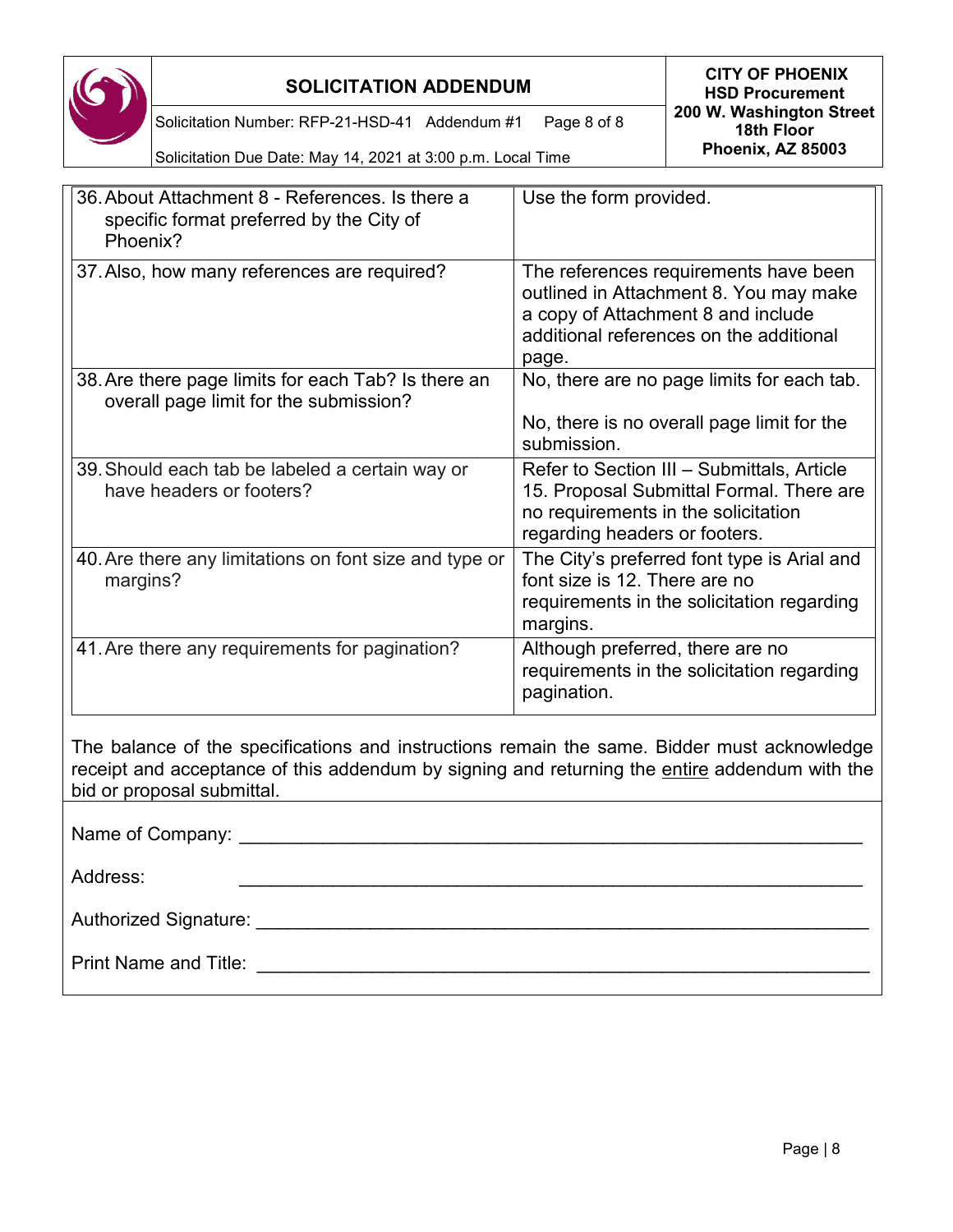| | |
|---|---|
| 36. About Attachment 8 - References. Is there a specific format preferred by the City of Phoenix? | Use the form provided. |
| 37. Also, how many references are required? | The references requirements have been outlined in Attachment 8. You may make a copy of Attachment 8 and include additional references on the additional page. |
| 38. Are there page limits for each Tab? Is there an overall page limit for the submission? | No, there are no page limits for each tab.<br><br>No, there is no overall page limit for the submission. |
| 39. Should each tab be labeled a certain way or have headers or footers? | Refer to Section III – Submittals, Article 15. Proposal Submittal Formal. There are no requirements in the solicitation regarding headers or footers. |
| 40. Are there any limitations on font size and type or margins? | The City's preferred font type is Arial and font size is 12. There are no requirements in the solicitation regarding margins. |
| 41. Are there any requirements for pagination? | Although preferred, there are no requirements in the solicitation regarding pagination. |

The balance of the specifications and instructions remain the same. Bidder must acknowledge receipt and acceptance of this addendum by signing and returning the entire addendum with the bid or proposal submittal.

Name of Company: ____________________________________________________________

Address: ____________________________________________________________

Authorized Signature: ____________________________________________________________

Print Name and Title: ____________________________________________________________